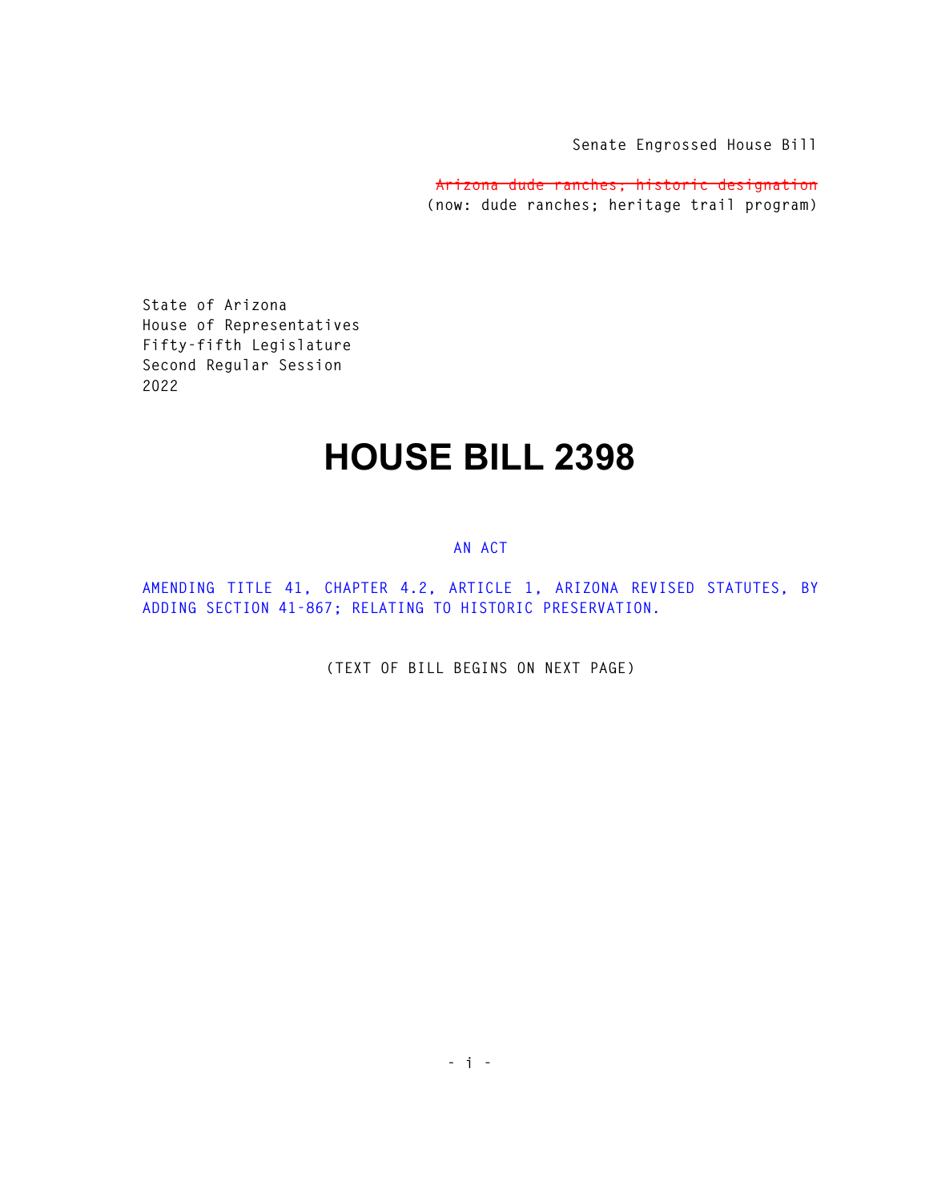Senate Engrossed House Bill

~~Arizona dude ranches; historic designation~~
(now: dude ranches; heritage trail program)

State of Arizona
House of Representatives
Fifty-fifth Legislature
Second Regular Session
2022

# HOUSE BILL 2398

AN ACT

AMENDING TITLE 41, CHAPTER 4.2, ARTICLE 1, ARIZONA REVISED STATUTES, BY ADDING SECTION 41-867; RELATING TO HISTORIC PRESERVATION.

(TEXT OF BILL BEGINS ON NEXT PAGE)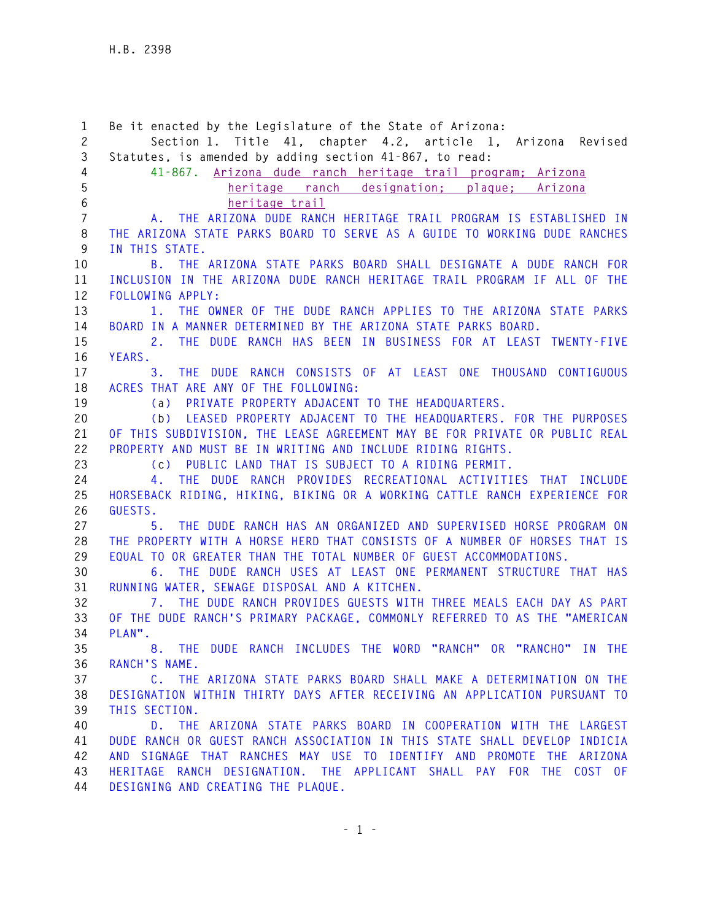Be it enacted by the Legislature of the State of Arizona:

Section 1. Title 41, chapter 4.2, article 1, Arizona Revised Statutes, is amended by adding section 41-867, to read:

41-867. Arizona dude ranch heritage trail program; Arizona heritage ranch designation; plaque; Arizona heritage trail

A. THE ARIZONA DUDE RANCH HERITAGE TRAIL PROGRAM IS ESTABLISHED IN THE ARIZONA STATE PARKS BOARD TO SERVE AS A GUIDE TO WORKING DUDE RANCHES IN THIS STATE.

B. THE ARIZONA STATE PARKS BOARD SHALL DESIGNATE A DUDE RANCH FOR INCLUSION IN THE ARIZONA DUDE RANCH HERITAGE TRAIL PROGRAM IF ALL OF THE FOLLOWING APPLY:

1. THE OWNER OF THE DUDE RANCH APPLIES TO THE ARIZONA STATE PARKS BOARD IN A MANNER DETERMINED BY THE ARIZONA STATE PARKS BOARD.

2. THE DUDE RANCH HAS BEEN IN BUSINESS FOR AT LEAST TWENTY-FIVE YEARS.

3. THE DUDE RANCH CONSISTS OF AT LEAST ONE THOUSAND CONTIGUOUS ACRES THAT ARE ANY OF THE FOLLOWING:

(a) PRIVATE PROPERTY ADJACENT TO THE HEADQUARTERS.

(b) LEASED PROPERTY ADJACENT TO THE HEADQUARTERS. FOR THE PURPOSES OF THIS SUBDIVISION, THE LEASE AGREEMENT MAY BE FOR PRIVATE OR PUBLIC REAL PROPERTY AND MUST BE IN WRITING AND INCLUDE RIDING RIGHTS.

(c) PUBLIC LAND THAT IS SUBJECT TO A RIDING PERMIT.

4. THE DUDE RANCH PROVIDES RECREATIONAL ACTIVITIES THAT INCLUDE HORSEBACK RIDING, HIKING, BIKING OR A WORKING CATTLE RANCH EXPERIENCE FOR GUESTS.

5. THE DUDE RANCH HAS AN ORGANIZED AND SUPERVISED HORSE PROGRAM ON THE PROPERTY WITH A HORSE HERD THAT CONSISTS OF A NUMBER OF HORSES THAT IS EQUAL TO OR GREATER THAN THE TOTAL NUMBER OF GUEST ACCOMMODATIONS.

6. THE DUDE RANCH USES AT LEAST ONE PERMANENT STRUCTURE THAT HAS RUNNING WATER, SEWAGE DISPOSAL AND A KITCHEN.

7. THE DUDE RANCH PROVIDES GUESTS WITH THREE MEALS EACH DAY AS PART OF THE DUDE RANCH'S PRIMARY PACKAGE, COMMONLY REFERRED TO AS THE "AMERICAN PLAN".

8. THE DUDE RANCH INCLUDES THE WORD "RANCH" OR "RANCHO" IN THE RANCH'S NAME.

C. THE ARIZONA STATE PARKS BOARD SHALL MAKE A DETERMINATION ON THE DESIGNATION WITHIN THIRTY DAYS AFTER RECEIVING AN APPLICATION PURSUANT TO THIS SECTION.

D. THE ARIZONA STATE PARKS BOARD IN COOPERATION WITH THE LARGEST DUDE RANCH OR GUEST RANCH ASSOCIATION IN THIS STATE SHALL DEVELOP INDICIA AND SIGNAGE THAT RANCHES MAY USE TO IDENTIFY AND PROMOTE THE ARIZONA HERITAGE RANCH DESIGNATION. THE APPLICANT SHALL PAY FOR THE COST OF DESIGNING AND CREATING THE PLAQUE.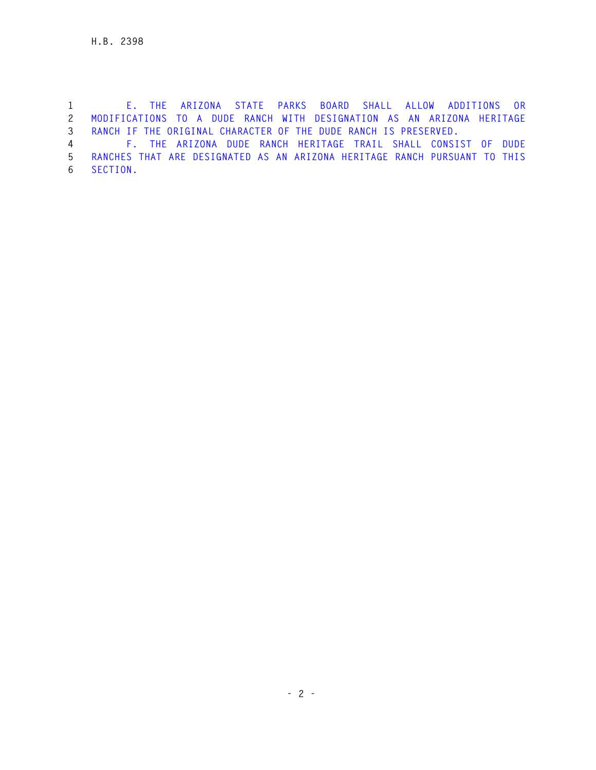E. THE ARIZONA STATE PARKS BOARD SHALL ALLOW ADDITIONS OR MODIFICATIONS TO A DUDE RANCH WITH DESIGNATION AS AN ARIZONA HERITAGE RANCH IF THE ORIGINAL CHARACTER OF THE DUDE RANCH IS PRESERVED.

F. THE ARIZONA DUDE RANCH HERITAGE TRAIL SHALL CONSIST OF DUDE RANCHES THAT ARE DESIGNATED AS AN ARIZONA HERITAGE RANCH PURSUANT TO THIS SECTION.